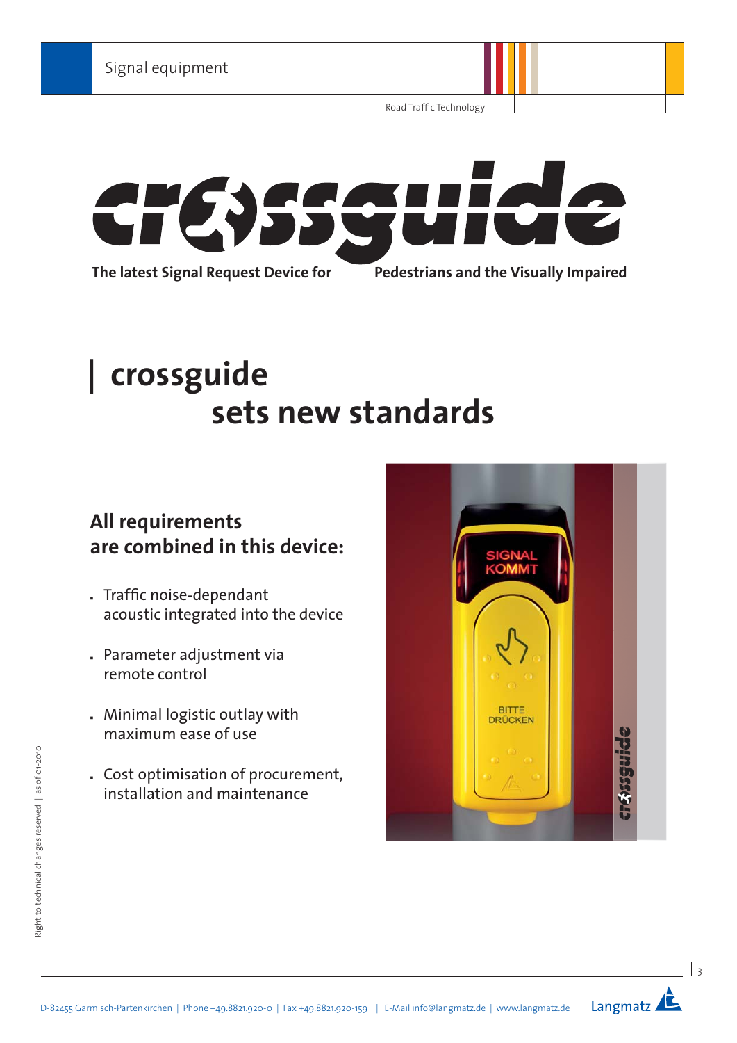Signal equipment

Road Traffic Technology

# crossguide

**The latest Signal Request Device for Pedestrians and the Visually Impaired**

# | crossguide sets new standards

## All requirements are combined in this device:

- Traffic noise-dependant acoustic integrated into the device
- Parameter adjustment via remote control
- Minimal logistic outlay with maximum ease of use
- Cost optimisation of procurement, installation and maintenance

Right to technical changes reserved | as of 01-2010

D-82455 Garmisch-Partenkirchen | Phone +49.8821.920-0 | Fax +49.8821.920-159 | E-Mail info@langmatz.de | www.langmatz.de

Langmatz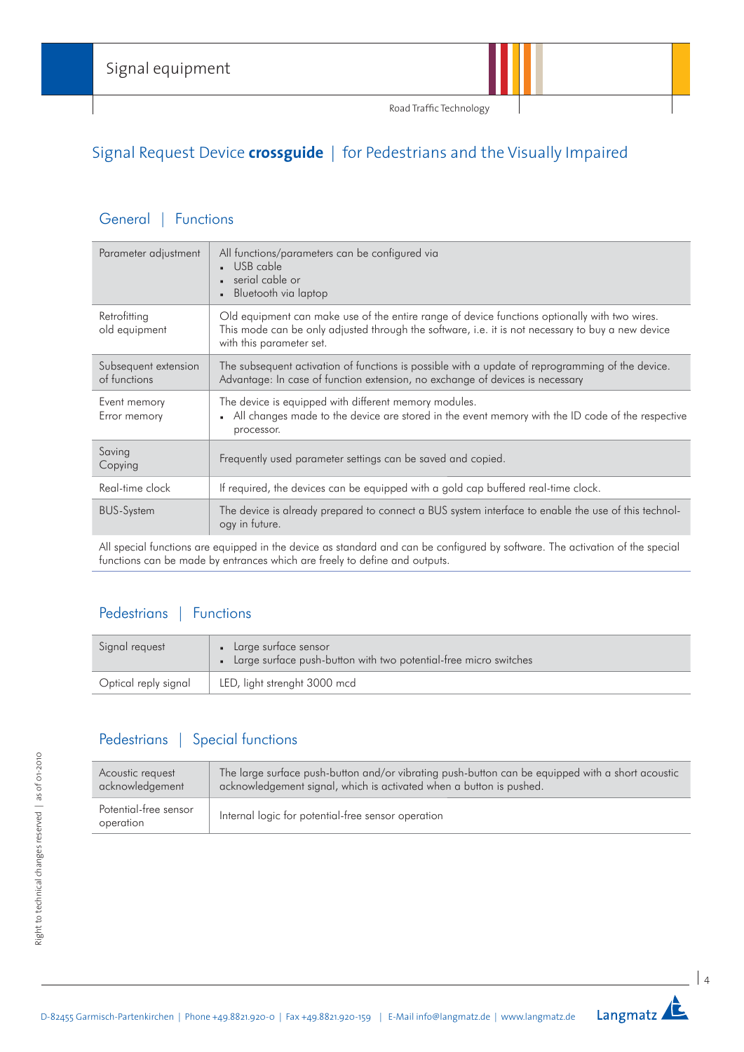# Signal equipment

Road Traffic Technology

## Signal Request Device **crossguide** | for Pedestrians and the Visually Impaired

### General | Functions

| | |
|---|---|
| Parameter adjustment | All functions/parameters can be configured via<br>• USB cable<br>• serial cable or<br>• Bluetooth via laptop |
| Retrofitting old equipment | Old equipment can make use of the entire range of device functions optionally with two wires. This mode can be only adjusted through the software, i.e. it is not necessary to buy a new device with this parameter set. |
| Subsequent extension of functions | The subsequent activation of functions is possible with a update of reprogramming of the device. Advantage: In case of function extension, no exchange of devices is necessary |
| Event memory<br>Error memory | The device is equipped with different memory modules.<br>• All changes made to the device are stored in the event memory with the ID code of the respective processor. |
| Saving<br>Copying | Frequently used parameter settings can be saved and copied. |
| Real-time clock | If required, the devices can be equipped with a gold cap buffered real-time clock. |
| BUS-System | The device is already prepared to connect a BUS system interface to enable the use of this technology in future. |

All special functions are equipped in the device as standard and can be configured by software. The activation of the special functions can be made by entrances which are freely to define and outputs.

### Pedestrians | Functions

| | |
|---|---|
| Signal request | • Large surface sensor<br>• Large surface push-button with two potential-free micro switches |
| Optical reply signal | LED, light strenght 3000 mcd |

### Pedestrians | Special functions

| | |
|---|---|
| Acoustic request acknowledgement | The large surface push-button and/or vibrating push-button can be equipped with a short acoustic acknowledgement signal, which is activated when a button is pushed. |
| Potential-free sensor operation | Internal logic for potential-free sensor operation |

Right to technical changes reserved | as of 01-2010

D-82455 Garmisch-Partenkirchen | Phone +49.8821.920-0 | Fax +49.8821.920-159 | E-Mail info@langmatz.de | www.langmatz.de

Langmatz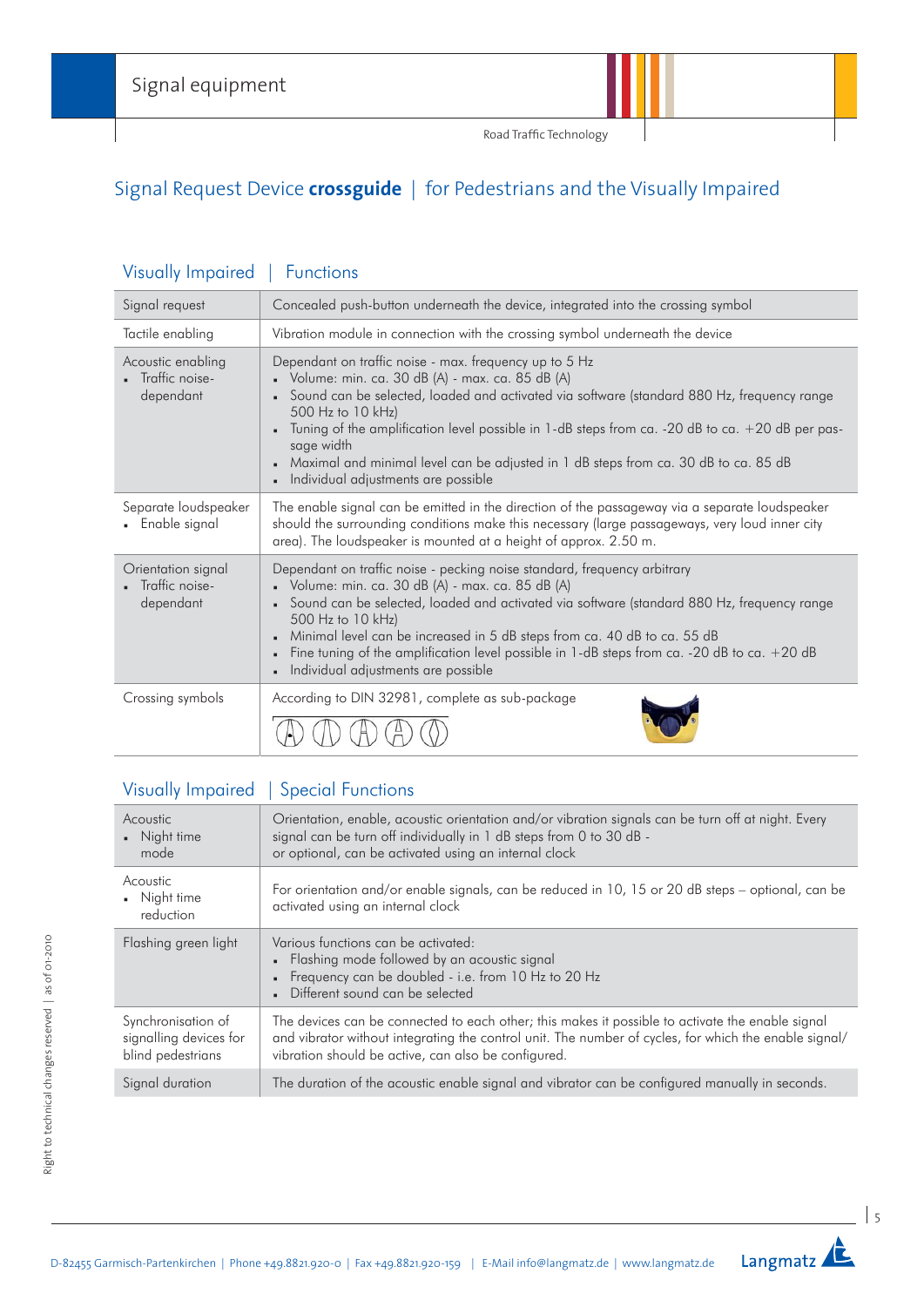Signal equipment

Road Traffic Technology

# Signal Request Device **crossguide** | for Pedestrians and the Visually Impaired

## Visually Impaired | Functions

| | |
|---|---|
| Signal request | Concealed push-button underneath the device, integrated into the crossing symbol |
| Tactile enabling | Vibration module in connection with the crossing symbol underneath the device |
| Acoustic enabling<br>▪ Traffic noise-dependant | Dependant on traffic noise - max. frequency up to 5 Hz<br>▪ Volume: min. ca. 30 dB (A) - max. ca. 85 dB (A)<br>▪ Sound can be selected, loaded and activated via software (standard 880 Hz, frequency range 500 Hz to 10 kHz)<br>▪ Tuning of the amplification level possible in 1-dB steps from ca. -20 dB to ca. +20 dB per passage width<br>▪ Maximal and minimal level can be adjusted in 1 dB steps from ca. 30 dB to ca. 85 dB<br>▪ Individual adjustments are possible |
| Separate loudspeaker<br>▪ Enable signal | The enable signal can be emitted in the direction of the passageway via a separate loudspeaker should the surrounding conditions make this necessary (large passageways, very loud inner city area). The loudspeaker is mounted at a height of approx. 2.50 m. |
| Orientation signal<br>▪ Traffic noise-dependant | Dependant on traffic noise - pecking noise standard, frequency arbitrary<br>▪ Volume: min. ca. 30 dB (A) - max. ca. 85 dB (A)<br>▪ Sound can be selected, loaded and activated via software (standard 880 Hz, frequency range 500 Hz to 10 kHz)<br>▪ Minimal level can be increased in 5 dB steps from ca. 40 dB to ca. 55 dB<br>▪ Fine tuning of the amplification level possible in 1-dB steps from ca. -20 dB to ca. +20 dB<br>▪ Individual adjustments are possible |
| Crossing symbols | According to DIN 32981, complete as sub-package |

## Visually Impaired | Special Functions

| | |
|---|---|
| Acoustic<br>▪ Night time mode | Orientation, enable, acoustic orientation and/or vibration signals can be turn off at night. Every signal can be turn off individually in 1 dB steps from 0 to 30 dB - or optional, can be activated using an internal clock |
| Acoustic<br>▪ Night time reduction | For orientation and/or enable signals, can be reduced in 10, 15 or 20 dB steps – optional, can be activated using an internal clock |
| Flashing green light | Various functions can be activated:<br>▪ Flashing mode followed by an acoustic signal<br>▪ Frequency can be doubled - i.e. from 10 Hz to 20 Hz<br>▪ Different sound can be selected |
| Synchronisation of signalling devices for blind pedestrians | The devices can be connected to each other; this makes it possible to activate the enable signal and vibrator without integrating the control unit. The number of cycles, for which the enable signal/vibration should be active, can also be configured. |
| Signal duration | The duration of the acoustic enable signal and vibrator can be configured manually in seconds. |

Right to technical changes reserved | as of 01-2010

D-82455 Garmisch-Partenkirchen | Phone +49.8821.920-0 | Fax +49.8821.920-159 | E-Mail info@langmatz.de | www.langmatz.de

Langmatz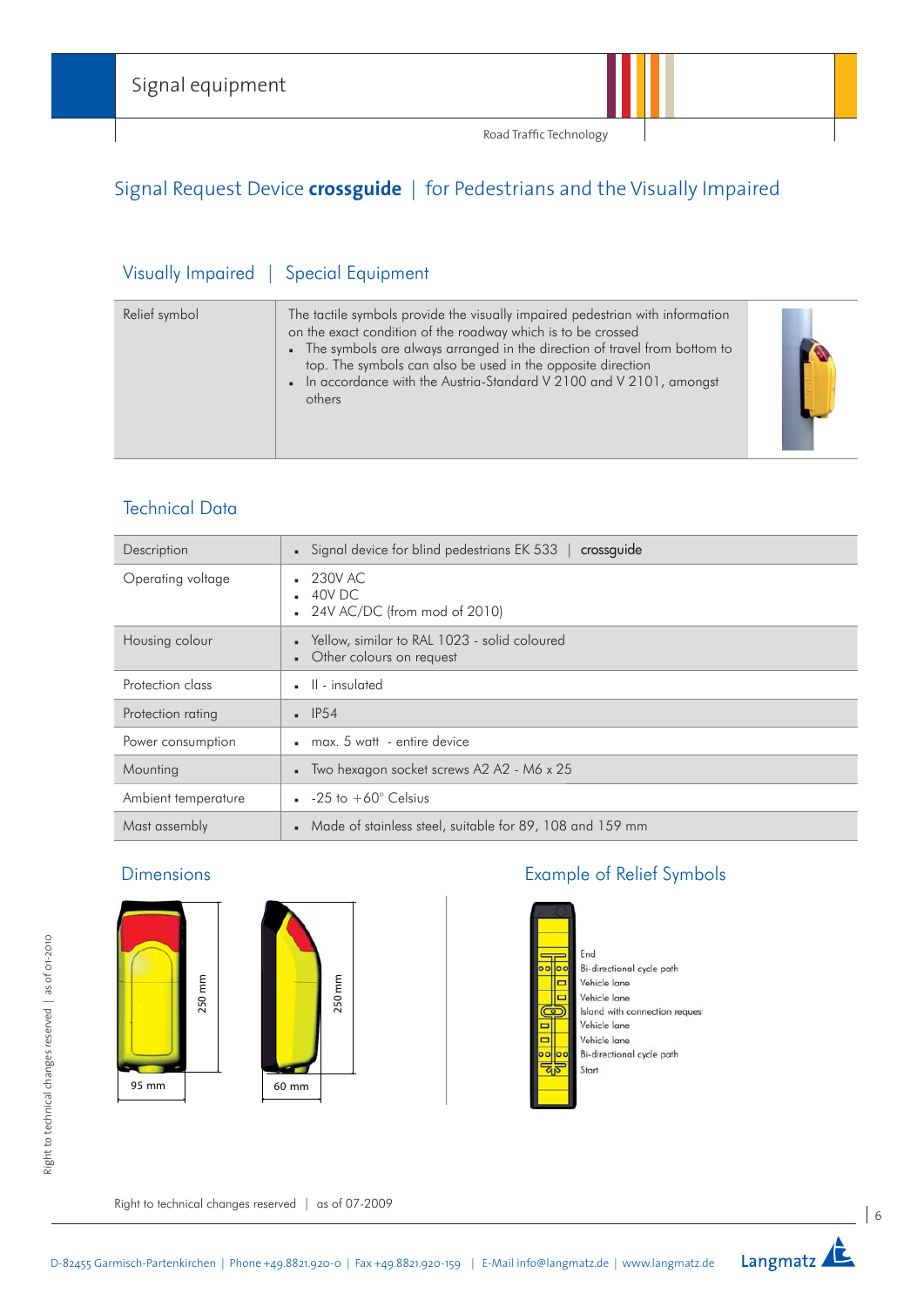Signal equipment

Road Traffic Technology

# Signal Request Device **crossguide** | for Pedestrians and the Visually Impaired

## Visually Impaired | Special Equipment

| | |
|---|---|
| Relief symbol | The tactile symbols provide the visually impaired pedestrian with information on the exact condition of the roadway which is to be crossed<br>▪ The symbols are always arranged in the direction of travel from bottom to top. The symbols can also be used in the opposite direction<br>▪ In accordance with the Austria-Standard V 2100 and V 2101, amongst others |

## Technical Data

| | |
|---|---|
| Description | ▪ Signal device for blind pedestrians EK 533 \| **crossguide** |
| Operating voltage | ▪ 230V AC<br>▪ 40V DC<br>▪ 24V AC/DC (from mod of 2010) |
| Housing colour | ▪ Yellow, similar to RAL 1023 - solid coloured<br>▪ Other colours on request |
| Protection class | ▪ II - insulated |
| Protection rating | ▪ IP54 |
| Power consumption | ▪ max. 5 watt - entire device |
| Mounting | ▪ Two hexagon socket screws A2 A2 - M6 x 25 |
| Ambient temperature | ▪ -25 to +60° Celsius |
| Mast assembly | ▪ Made of stainless steel, suitable for 89, 108 and 159 mm |

## Dimensions

250 mm
95 mm
250 mm
60 mm

## Example of Relief Symbols

End
Bi-directional cycle path
Vehicle lane
Vehicle lane
Island with connection reques
Vehicle lane
Vehicle lane
Bi-directional cycle path
Start

Right to technical changes reserved | as of 01-2010

Right to technical changes reserved | as of 07-2009

D-82455 Garmisch-Partenkirchen | Phone +49.8821.920-0 | Fax +49.8821.920-159 | E-Mail info@langmatz.de | www.langmatz.de

Langmatz